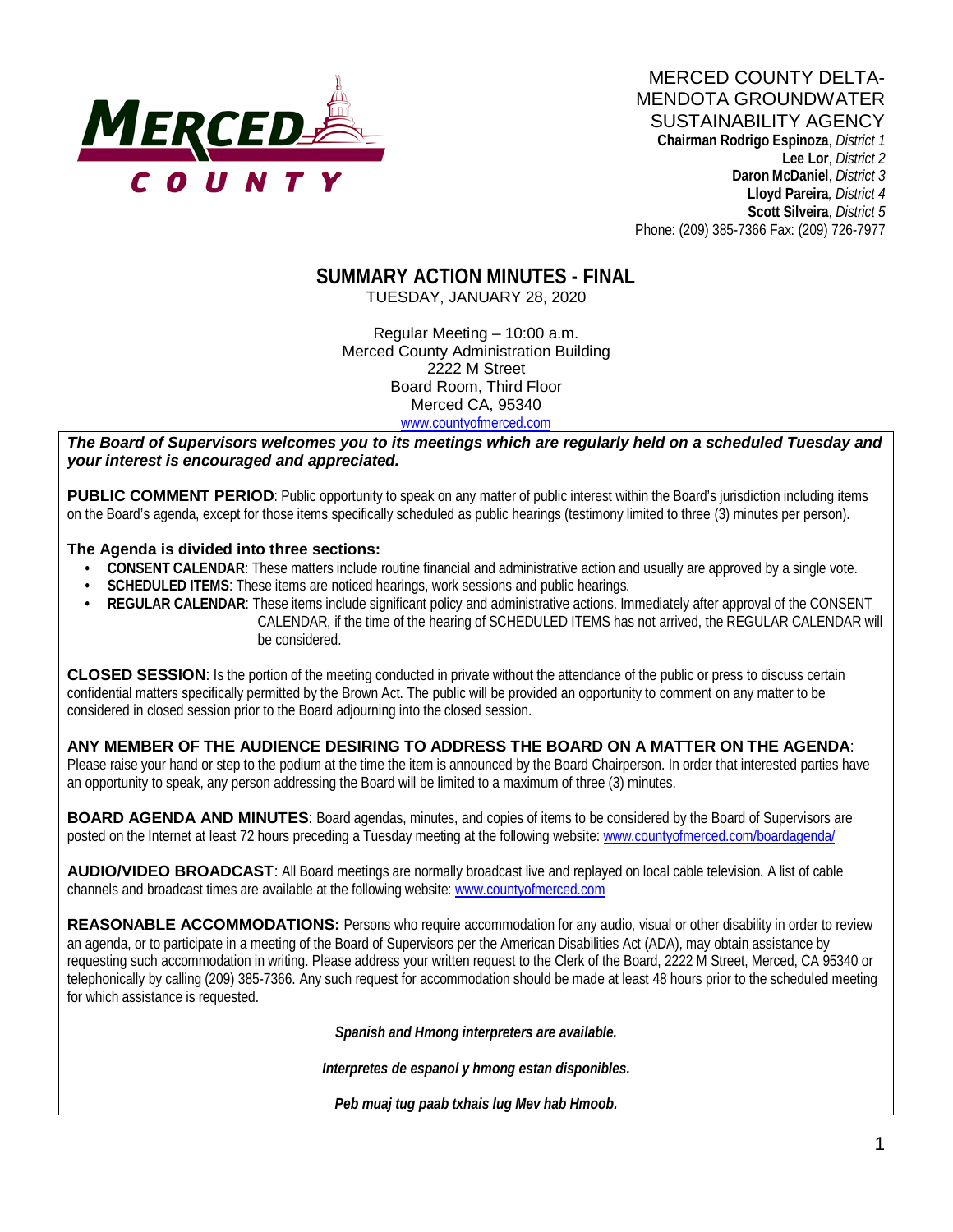MERCED COUNTY

MERCED COUNTY DELTA-MENDOTA GROUNDWATER SUSTAINABILITY AGENCY

**Chairman Rodrigo Espinoza**, *District 1*
**Lee Lor**, *District 2*
**Daron McDaniel**, *District 3*
**Lloyd Pareira**, *District 4*
**Scott Silveira**, *District 5*
Phone: (209) 385-7366 Fax: (209) 726-7977

# SUMMARY ACTION MINUTES - FINAL

TUESDAY, JANUARY 28, 2020

Regular Meeting – 10:00 a.m.
Merced County Administration Building
2222 M Street
Board Room, Third Floor
Merced CA, 95340
www.countyofmerced.com

***The Board of Supervisors welcomes you to its meetings which are regularly held on a scheduled Tuesday and your interest is encouraged and appreciated.***

**PUBLIC COMMENT PERIOD**: Public opportunity to speak on any matter of public interest within the Board's jurisdiction including items on the Board's agenda, except for those items specifically scheduled as public hearings (testimony limited to three (3) minutes per person).

**The Agenda is divided into three sections:**

- **CONSENT CALENDAR**: These matters include routine financial and administrative action and usually are approved by a single vote.
- **SCHEDULED ITEMS**: These items are noticed hearings, work sessions and public hearings.
- **REGULAR CALENDAR**: These items include significant policy and administrative actions. Immediately after approval of the CONSENT CALENDAR, if the time of the hearing of SCHEDULED ITEMS has not arrived, the REGULAR CALENDAR will be considered.

**CLOSED SESSION**: Is the portion of the meeting conducted in private without the attendance of the public or press to discuss certain confidential matters specifically permitted by the Brown Act. The public will be provided an opportunity to comment on any matter to be considered in closed session prior to the Board adjourning into the closed session.

**ANY MEMBER OF THE AUDIENCE DESIRING TO ADDRESS THE BOARD ON A MATTER ON THE AGENDA**: Please raise your hand or step to the podium at the time the item is announced by the Board Chairperson. In order that interested parties have an opportunity to speak, any person addressing the Board will be limited to a maximum of three (3) minutes.

**BOARD AGENDA AND MINUTES**: Board agendas, minutes, and copies of items to be considered by the Board of Supervisors are posted on the Internet at least 72 hours preceding a Tuesday meeting at the following website: www.countyofmerced.com/boardagenda/

**AUDIO/VIDEO BROADCAST**: All Board meetings are normally broadcast live and replayed on local cable television. A list of cable channels and broadcast times are available at the following website: www.countyofmerced.com

**REASONABLE ACCOMMODATIONS:** Persons who require accommodation for any audio, visual or other disability in order to review an agenda, or to participate in a meeting of the Board of Supervisors per the American Disabilities Act (ADA), may obtain assistance by requesting such accommodation in writing. Please address your written request to the Clerk of the Board, 2222 M Street, Merced, CA 95340 or telephonically by calling (209) 385-7366. Any such request for accommodation should be made at least 48 hours prior to the scheduled meeting for which assistance is requested.

***Spanish and Hmong interpreters are available.***

***Interpretes de espanol y hmong estan disponibles.***

***Peb muaj tug paab txhais lug Mev hab Hmoob.***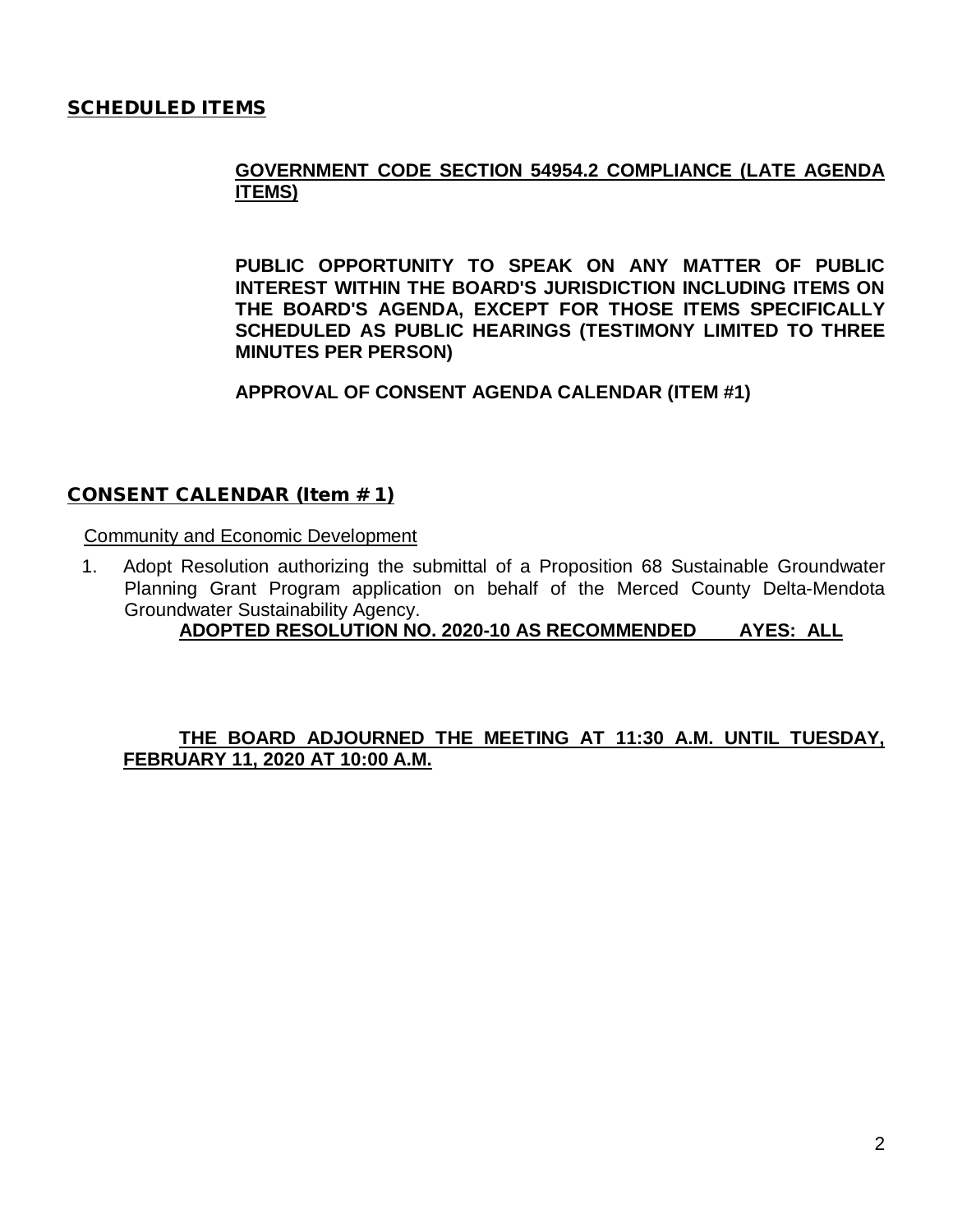## SCHEDULED ITEMS

**GOVERNMENT CODE SECTION 54954.2 COMPLIANCE (LATE AGENDA ITEMS)**

**PUBLIC OPPORTUNITY TO SPEAK ON ANY MATTER OF PUBLIC INTEREST WITHIN THE BOARD'S JURISDICTION INCLUDING ITEMS ON THE BOARD'S AGENDA, EXCEPT FOR THOSE ITEMS SPECIFICALLY SCHEDULED AS PUBLIC HEARINGS (TESTIMONY LIMITED TO THREE MINUTES PER PERSON)**

**APPROVAL OF CONSENT AGENDA CALENDAR (ITEM #1)**

## CONSENT CALENDAR (Item # 1)

Community and Economic Development

1. Adopt Resolution authorizing the submittal of a Proposition 68 Sustainable Groundwater Planning Grant Program application on behalf of the Merced County Delta-Mendota Groundwater Sustainability Agency.
   **ADOPTED RESOLUTION NO. 2020-10 AS RECOMMENDED AYES: ALL**

**THE BOARD ADJOURNED THE MEETING AT 11:30 A.M. UNTIL TUESDAY, FEBRUARY 11, 2020 AT 10:00 A.M.**